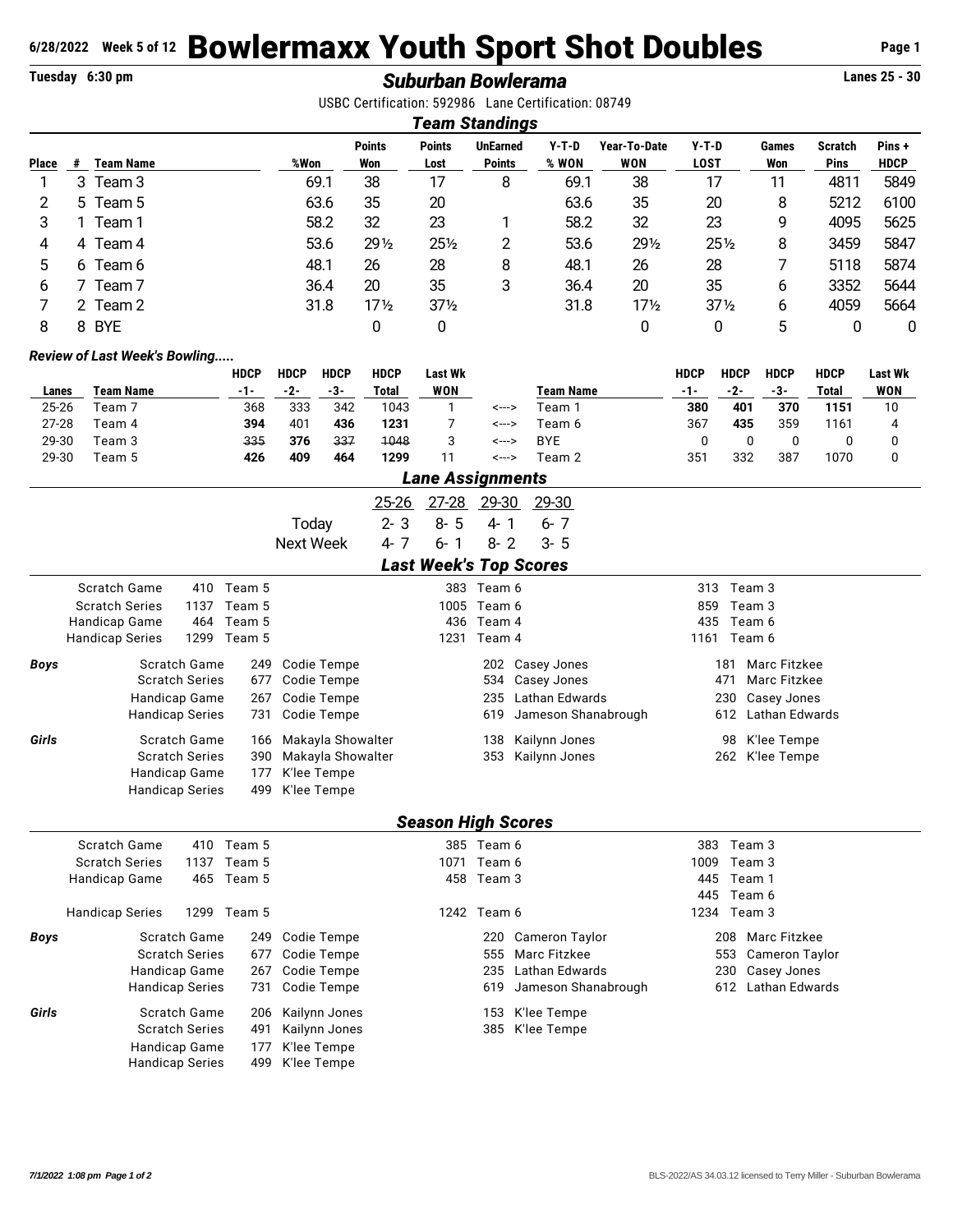# 6/28/2022 Week 5 of 12 Bowlermaxx Youth Sport Shot Doubles

**Tuesday 6:30 pm** — ***Suburban Bowlerama*** — **Lanes 25 - 30**

USBC Certification: 592986 Lane Certification: 08749

## *Team Standings*

| Place | # | Team Name | %Won | Points Won | Points Lost | UnEarned Points | Y-T-D % WON | Year-To-Date WON | Y-T-D LOST | Games Won | Scratch Pins | Pins + HDCP |
|---|---|---|---|---|---|---|---|---|---|---|---|---|
| 1 | 3 | Team 3 | 69.1 | 38 | 17 | 8 | 69.1 | 38 | 17 | 11 | 4811 | 5849 |
| 2 | 5 | Team 5 | 63.6 | 35 | 20 | | 63.6 | 35 | 20 | 8 | 5212 | 6100 |
| 3 | 1 | Team 1 | 58.2 | 32 | 23 | 1 | 58.2 | 32 | 23 | 9 | 4095 | 5625 |
| 4 | 4 | Team 4 | 53.6 | 29½ | 25½ | 2 | 53.6 | 29½ | 25½ | 8 | 3459 | 5847 |
| 5 | 6 | Team 6 | 48.1 | 26 | 28 | 8 | 48.1 | 26 | 28 | 7 | 5118 | 5874 |
| 6 | 7 | Team 7 | 36.4 | 20 | 35 | 3 | 36.4 | 20 | 35 | 6 | 3352 | 5644 |
| 7 | 2 | Team 2 | 31.8 | 17½ | 37½ | | 31.8 | 17½ | 37½ | 6 | 4059 | 5664 |
| 8 | 8 | BYE | | 0 | 0 | | | 0 | 0 | 5 | 0 | 0 |

### *Review of Last Week's Bowling.....*

| Lanes | Team Name | HDCP -1- | HDCP -2- | HDCP -3- | HDCP Total | Last Wk WON | | Team Name | HDCP -1- | HDCP -2- | HDCP -3- | HDCP Total | Last Wk WON |
|---|---|---|---|---|---|---|---|---|---|---|---|---|---|
| 25-26 | Team 7 | 368 | 333 | 342 | 1043 | 1 | <---> | Team 1 | **380** | **401** | **370** | **1151** | 10 |
| 27-28 | Team 4 | **394** | 401 | **436** | **1231** | 7 | <---> | Team 6 | 367 | **435** | 359 | 1161 | 4 |
| 29-30 | Team 3 | ~~335~~ | **376** | ~~337~~ | ~~1048~~ | 3 | <---> | BYE | 0 | 0 | 0 | 0 | 0 |
| 29-30 | Team 5 | **426** | **409** | **464** | **1299** | 11 | <---> | Team 2 | 351 | 332 | 387 | 1070 | 0 |

## *Lane Assignments*

| | 25-26 | 27-28 | 29-30 | 29-30 |
|---|---|---|---|---|
| Today | 2- 3 | 8- 5 | 4- 1 | 6- 7 |
| Next Week | 4- 7 | 6- 1 | 8- 2 | 3- 5 |

## *Last Week's Top Scores*

| | | | | |
|---|---|---|---|---|
| | Scratch Game | 410 Team 5 | 383 Team 6 | 313 Team 3 |
| | Scratch Series | 1137 Team 5 | 1005 Team 6 | 859 Team 3 |
| | Handicap Game | 464 Team 5 | 436 Team 4 | 435 Team 6 |
| | Handicap Series | 1299 Team 5 | 1231 Team 4 | 1161 Team 6 |
| ***Boys*** | Scratch Game | 249 Codie Tempe | 202 Casey Jones | 181 Marc Fitzkee |
| | Scratch Series | 677 Codie Tempe | 534 Casey Jones | 471 Marc Fitzkee |
| | Handicap Game | 267 Codie Tempe | 235 Lathan Edwards | 230 Casey Jones |
| | Handicap Series | 731 Codie Tempe | 619 Jameson Shanabrough | 612 Lathan Edwards |
| ***Girls*** | Scratch Game | 166 Makayla Showalter | 138 Kailynn Jones | 98 K'lee Tempe |
| | Scratch Series | 390 Makayla Showalter | 353 Kailynn Jones | 262 K'lee Tempe |
| | Handicap Game | 177 K'lee Tempe | | |
| | Handicap Series | 499 K'lee Tempe | | |

## *Season High Scores*

| | | | | |
|---|---|---|---|---|
| | Scratch Game | 410 Team 5 | 385 Team 6 | 383 Team 3 |
| | Scratch Series | 1137 Team 5 | 1071 Team 6 | 1009 Team 3 |
| | Handicap Game | 465 Team 5 | 458 Team 3 | 445 Team 1 |
| | | | | 445 Team 6 |
| | Handicap Series | 1299 Team 5 | 1242 Team 6 | 1234 Team 3 |
| ***Boys*** | Scratch Game | 249 Codie Tempe | 220 Cameron Taylor | 208 Marc Fitzkee |
| | Scratch Series | 677 Codie Tempe | 555 Marc Fitzkee | 553 Cameron Taylor |
| | Handicap Game | 267 Codie Tempe | 235 Lathan Edwards | 230 Casey Jones |
| | Handicap Series | 731 Codie Tempe | 619 Jameson Shanabrough | 612 Lathan Edwards |
| ***Girls*** | Scratch Game | 206 Kailynn Jones | 153 K'lee Tempe | |
| | Scratch Series | 491 Kailynn Jones | 385 K'lee Tempe | |
| | Handicap Game | 177 K'lee Tempe | | |
| | Handicap Series | 499 K'lee Tempe | | |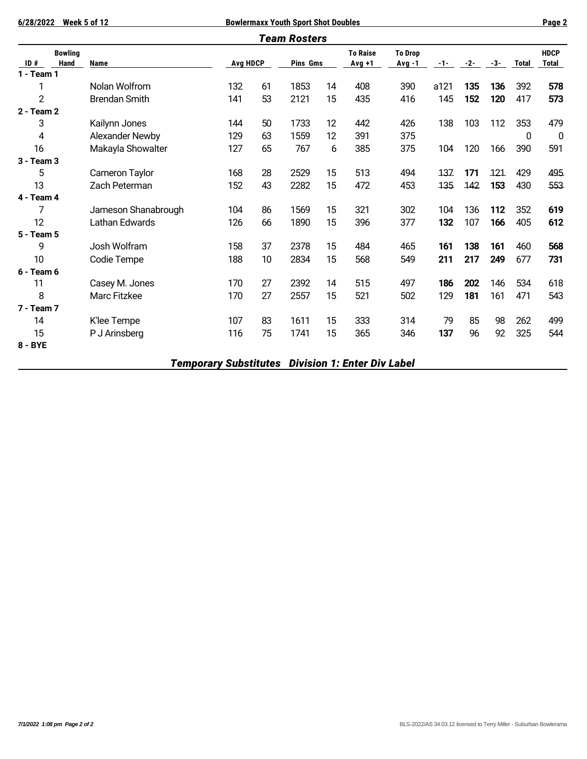## Team Rosters

| ID # | Bowling Hand | Name | Avg | HDCP | Pins | Gms | To Raise Avg +1 | To Drop Avg -1 | -1- | -2- | -3- | Total | HDCP Total |
|---|---|---|---|---|---|---|---|---|---|---|---|---|---|
| **1 - Team 1** | | | | | | | | | | | | | |
| 1 | | Nolan Wolfrom | 132 | 61 | 1853 | 14 | 408 | 390 | a121 | **135** | **136** | 392 | **578** |
| 2 | | Brendan Smith | 141 | 53 | 2121 | 15 | 435 | 416 | 145 | **152** | **120** | 417 | **573** |
| **2 - Team 2** | | | | | | | | | | | | | |
| 3 | | Kailynn Jones | 144 | 50 | 1733 | 12 | 442 | 426 | 138 | 103 | 112 | 353 | 479 |
| 4 | | Alexander Newby | 129 | 63 | 1559 | 12 | 391 | 375 | | | | 0 | 0 |
| 16 | | Makayla Showalter | 127 | 65 | 767 | 6 | 385 | 375 | 104 | 120 | 166 | 390 | 591 |
| **3 - Team 3** | | | | | | | | | | | | | |
| 5 | | Cameron Taylor | 168 | 28 | 2529 | 15 | 513 | 494 | 137 | **171** | 121 | 429 | 495 |
| 13 | | Zach Peterman | 152 | 43 | 2282 | 15 | 472 | 453 | 135 | 142 | **153** | 430 | 553 |
| **4 - Team 4** | | | | | | | | | | | | | |
| 7 | | Jameson Shanabrough | 104 | 86 | 1569 | 15 | 321 | 302 | 104 | 136 | **112** | 352 | **619** |
| 12 | | Lathan Edwards | 126 | 66 | 1890 | 15 | 396 | 377 | **132** | 107 | **166** | 405 | **612** |
| **5 - Team 5** | | | | | | | | | | | | | |
| 9 | | Josh Wolfram | 158 | 37 | 2378 | 15 | 484 | 465 | **161** | **138** | **161** | 460 | **568** |
| 10 | | Codie Tempe | 188 | 10 | 2834 | 15 | 568 | 549 | **211** | **217** | **249** | 677 | **731** |
| **6 - Team 6** | | | | | | | | | | | | | |
| 11 | | Casey M. Jones | 170 | 27 | 2392 | 14 | 515 | 497 | **186** | **202** | 146 | 534 | 618 |
| 8 | | Marc Fitzkee | 170 | 27 | 2557 | 15 | 521 | 502 | 129 | **181** | 161 | 471 | 543 |
| **7 - Team 7** | | | | | | | | | | | | | |
| 14 | | K'lee Tempe | 107 | 83 | 1611 | 15 | 333 | 314 | 79 | 85 | 98 | 262 | 499 |
| 15 | | P J Arinsberg | 116 | 75 | 1741 | 15 | 365 | 346 | **137** | 96 | 92 | 325 | 544 |
| **8 - BYE** | | | | | | | | | | | | | |

## *Temporary Substitutes Division 1: Enter Div Label*